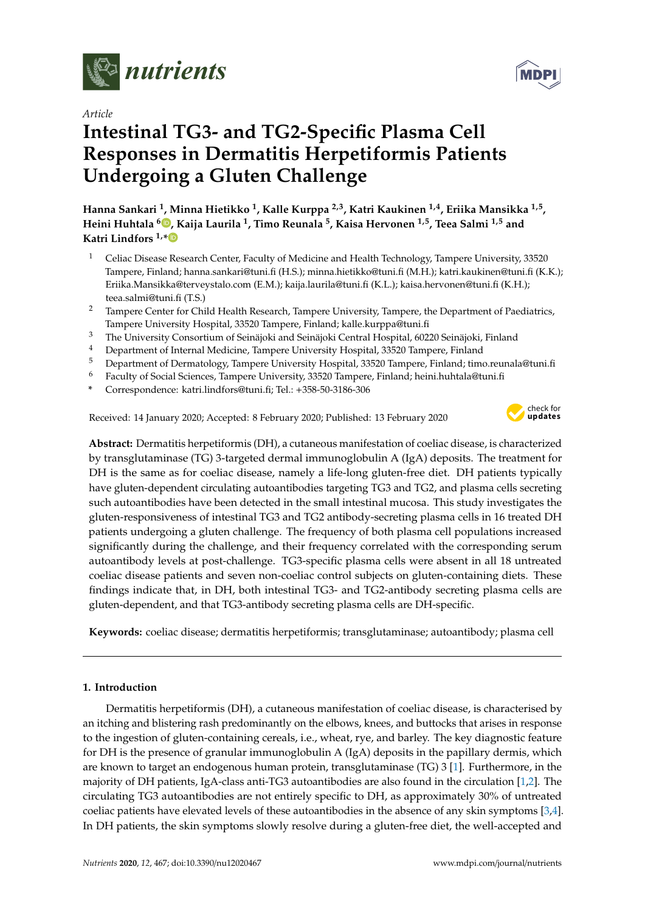*Article*

# Intestinal TG3- and TG2-Specific Plasma Cell Responses in Dermatitis Herpetiformis Patients Undergoing a Gluten Challenge

**Hanna Sankari [1], Minna Hietikko [1], Kalle Kurppa [2,3], Katri Kaukinen [1,4], Eriika Mansikka [1,5], Heini Huhtala [6], Kaija Laurila [1], Timo Reunala [5], Kaisa Hervonen [1,5], Teea Salmi [1,5] and Katri Lindfors [1,*]**

1. Celiac Disease Research Center, Faculty of Medicine and Health Technology, Tampere University, 33520 Tampere, Finland; hanna.sankari@tuni.fi (H.S.); minna.hietikko@tuni.fi (M.H.); katri.kaukinen@tuni.fi (K.K.); Eriika.Mansikka@terveystalo.com (E.M.); kaija.laurila@tuni.fi (K.L.); kaisa.hervonen@tuni.fi (K.H.); teea.salmi@tuni.fi (T.S.)
2. Tampere Center for Child Health Research, Tampere University, Tampere, the Department of Paediatrics, Tampere University Hospital, 33520 Tampere, Finland; kalle.kurppa@tuni.fi
3. The University Consortium of Seinäjoki and Seinäjoki Central Hospital, 60220 Seinäjoki, Finland
4. Department of Internal Medicine, Tampere University Hospital, 33520 Tampere, Finland
5. Department of Dermatology, Tampere University Hospital, 33520 Tampere, Finland; timo.reunala@tuni.fi
6. Faculty of Social Sciences, Tampere University, 33520 Tampere, Finland; heini.huhtala@tuni.fi

\* Correspondence: katri.lindfors@tuni.fi; Tel.: +358-50-3186-306

Received: 14 January 2020; Accepted: 8 February 2020; Published: 13 February 2020

**Abstract:** Dermatitis herpetiformis (DH), a cutaneous manifestation of coeliac disease, is characterized by transglutaminase (TG) 3-targeted dermal immunoglobulin A (IgA) deposits. The treatment for DH is the same as for coeliac disease, namely a life-long gluten-free diet. DH patients typically have gluten-dependent circulating autoantibodies targeting TG3 and TG2, and plasma cells secreting such autoantibodies have been detected in the small intestinal mucosa. This study investigates the gluten-responsiveness of intestinal TG3 and TG2 antibody-secreting plasma cells in 16 treated DH patients undergoing a gluten challenge. The frequency of both plasma cell populations increased significantly during the challenge, and their frequency correlated with the corresponding serum autoantibody levels at post-challenge. TG3-specific plasma cells were absent in all 18 untreated coeliac disease patients and seven non-coeliac control subjects on gluten-containing diets. These findings indicate that, in DH, both intestinal TG3- and TG2-antibody secreting plasma cells are gluten-dependent, and that TG3-antibody secreting plasma cells are DH-specific.

**Keywords:** coeliac disease; dermatitis herpetiformis; transglutaminase; autoantibody; plasma cell

## 1. Introduction

Dermatitis herpetiformis (DH), a cutaneous manifestation of coeliac disease, is characterised by an itching and blistering rash predominantly on the elbows, knees, and buttocks that arises in response to the ingestion of gluten-containing cereals, i.e., wheat, rye, and barley. The key diagnostic feature for DH is the presence of granular immunoglobulin A (IgA) deposits in the papillary dermis, which are known to target an endogenous human protein, transglutaminase (TG) 3 [1]. Furthermore, in the majority of DH patients, IgA-class anti-TG3 autoantibodies are also found in the circulation [1,2]. The circulating TG3 autoantibodies are not entirely specific to DH, as approximately 30% of untreated coeliac patients have elevated levels of these autoantibodies in the absence of any skin symptoms [3,4]. In DH patients, the skin symptoms slowly resolve during a gluten-free diet, the well-accepted and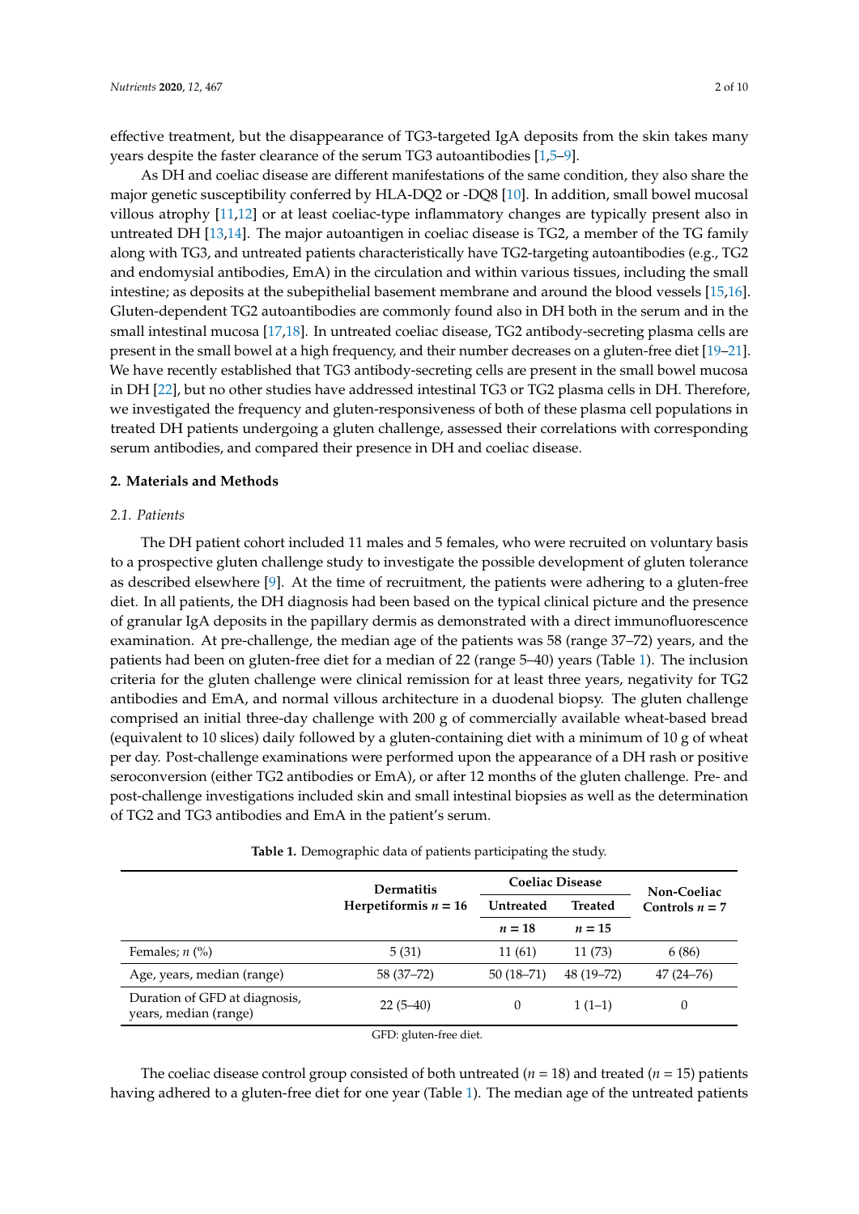effective treatment, but the disappearance of TG3-targeted IgA deposits from the skin takes many years despite the faster clearance of the serum TG3 autoantibodies [1,5–9].

As DH and coeliac disease are different manifestations of the same condition, they also share the major genetic susceptibility conferred by HLA-DQ2 or -DQ8 [10]. In addition, small bowel mucosal villous atrophy [11,12] or at least coeliac-type inflammatory changes are typically present also in untreated DH [13,14]. The major autoantigen in coeliac disease is TG2, a member of the TG family along with TG3, and untreated patients characteristically have TG2-targeting autoantibodies (e.g., TG2 and endomysial antibodies, EmA) in the circulation and within various tissues, including the small intestine; as deposits at the subepithelial basement membrane and around the blood vessels [15,16]. Gluten-dependent TG2 autoantibodies are commonly found also in DH both in the serum and in the small intestinal mucosa [17,18]. In untreated coeliac disease, TG2 antibody-secreting plasma cells are present in the small bowel at a high frequency, and their number decreases on a gluten-free diet [19–21]. We have recently established that TG3 antibody-secreting cells are present in the small bowel mucosa in DH [22], but no other studies have addressed intestinal TG3 or TG2 plasma cells in DH. Therefore, we investigated the frequency and gluten-responsiveness of both of these plasma cell populations in treated DH patients undergoing a gluten challenge, assessed their correlations with corresponding serum antibodies, and compared their presence in DH and coeliac disease.

## 2. Materials and Methods

### 2.1. Patients

The DH patient cohort included 11 males and 5 females, who were recruited on voluntary basis to a prospective gluten challenge study to investigate the possible development of gluten tolerance as described elsewhere [9]. At the time of recruitment, the patients were adhering to a gluten-free diet. In all patients, the DH diagnosis had been based on the typical clinical picture and the presence of granular IgA deposits in the papillary dermis as demonstrated with a direct immunofluorescence examination. At pre-challenge, the median age of the patients was 58 (range 37–72) years, and the patients had been on gluten-free diet for a median of 22 (range 5–40) years (Table 1). The inclusion criteria for the gluten challenge were clinical remission for at least three years, negativity for TG2 antibodies and EmA, and normal villous architecture in a duodenal biopsy. The gluten challenge comprised an initial three-day challenge with 200 g of commercially available wheat-based bread (equivalent to 10 slices) daily followed by a gluten-containing diet with a minimum of 10 g of wheat per day. Post-challenge examinations were performed upon the appearance of a DH rash or positive seroconversion (either TG2 antibodies or EmA), or after 12 months of the gluten challenge. Pre- and post-challenge investigations included skin and small intestinal biopsies as well as the determination of TG2 and TG3 antibodies and EmA in the patient's serum.

**Table 1.** Demographic data of patients participating the study.

| | Dermatitis Herpetiformis *n* = 16 | Coeliac Disease | | Non-Coeliac Controls *n* = 7 |
|---|---|---|---|---|
| | | Untreated *n* = 18 | Treated *n* = 15 | |
| Females; *n* (%) | 5 (31) | 11 (61) | 11 (73) | 6 (86) |
| Age, years, median (range) | 58 (37–72) | 50 (18–71) | 48 (19–72) | 47 (24–76) |
| Duration of GFD at diagnosis, years, median (range) | 22 (5–40) | 0 | 1 (1–1) | 0 |

GFD: gluten-free diet.

The coeliac disease control group consisted of both untreated (*n* = 18) and treated (*n* = 15) patients having adhered to a gluten-free diet for one year (Table 1). The median age of the untreated patients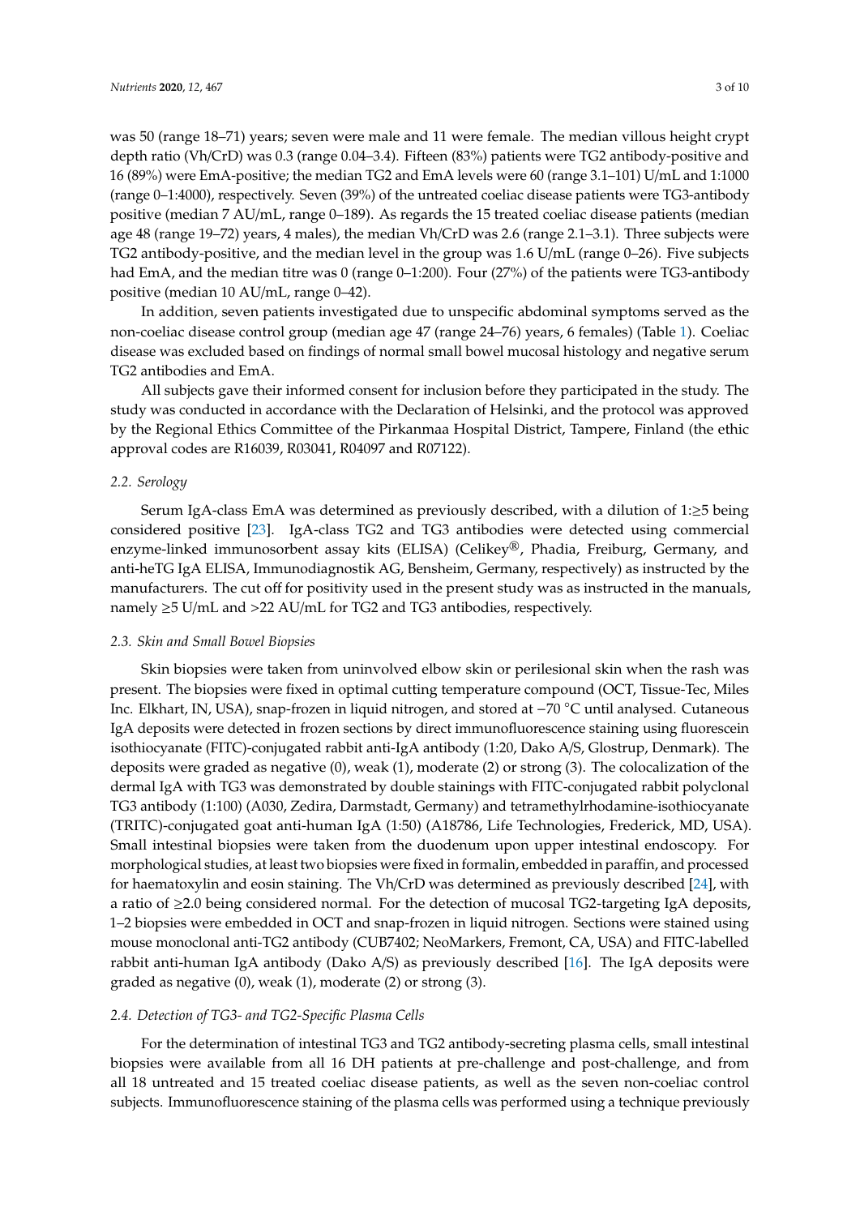was 50 (range 18–71) years; seven were male and 11 were female. The median villous height crypt depth ratio (Vh/CrD) was 0.3 (range 0.04–3.4). Fifteen (83%) patients were TG2 antibody-positive and 16 (89%) were EmA-positive; the median TG2 and EmA levels were 60 (range 3.1–101) U/mL and 1:1000 (range 0–1:4000), respectively. Seven (39%) of the untreated coeliac disease patients were TG3-antibody positive (median 7 AU/mL, range 0–189). As regards the 15 treated coeliac disease patients (median age 48 (range 19–72) years, 4 males), the median Vh/CrD was 2.6 (range 2.1–3.1). Three subjects were TG2 antibody-positive, and the median level in the group was 1.6 U/mL (range 0–26). Five subjects had EmA, and the median titre was 0 (range 0–1:200). Four (27%) of the patients were TG3-antibody positive (median 10 AU/mL, range 0–42).

In addition, seven patients investigated due to unspecific abdominal symptoms served as the non-coeliac disease control group (median age 47 (range 24–76) years, 6 females) (Table 1). Coeliac disease was excluded based on findings of normal small bowel mucosal histology and negative serum TG2 antibodies and EmA.

All subjects gave their informed consent for inclusion before they participated in the study. The study was conducted in accordance with the Declaration of Helsinki, and the protocol was approved by the Regional Ethics Committee of the Pirkanmaa Hospital District, Tampere, Finland (the ethic approval codes are R16039, R03041, R04097 and R07122).

### 2.2. Serology

Serum IgA-class EmA was determined as previously described, with a dilution of 1:≥5 being considered positive [23]. IgA-class TG2 and TG3 antibodies were detected using commercial enzyme-linked immunosorbent assay kits (ELISA) (Celikey®, Phadia, Freiburg, Germany, and anti-heTG IgA ELISA, Immunodiagnostik AG, Bensheim, Germany, respectively) as instructed by the manufacturers. The cut off for positivity used in the present study was as instructed in the manuals, namely ≥5 U/mL and >22 AU/mL for TG2 and TG3 antibodies, respectively.

### 2.3. Skin and Small Bowel Biopsies

Skin biopsies were taken from uninvolved elbow skin or perilesional skin when the rash was present. The biopsies were fixed in optimal cutting temperature compound (OCT, Tissue-Tec, Miles Inc. Elkhart, IN, USA), snap-frozen in liquid nitrogen, and stored at −70 °C until analysed. Cutaneous IgA deposits were detected in frozen sections by direct immunofluorescence staining using fluorescein isothiocyanate (FITC)-conjugated rabbit anti-IgA antibody (1:20, Dako A/S, Glostrup, Denmark). The deposits were graded as negative (0), weak (1), moderate (2) or strong (3). The colocalization of the dermal IgA with TG3 was demonstrated by double stainings with FITC-conjugated rabbit polyclonal TG3 antibody (1:100) (A030, Zedira, Darmstadt, Germany) and tetramethylrhodamine-isothiocyanate (TRITC)-conjugated goat anti-human IgA (1:50) (A18786, Life Technologies, Frederick, MD, USA). Small intestinal biopsies were taken from the duodenum upon upper intestinal endoscopy. For morphological studies, at least two biopsies were fixed in formalin, embedded in paraffin, and processed for haematoxylin and eosin staining. The Vh/CrD was determined as previously described [24], with a ratio of ≥2.0 being considered normal. For the detection of mucosal TG2-targeting IgA deposits, 1–2 biopsies were embedded in OCT and snap-frozen in liquid nitrogen. Sections were stained using mouse monoclonal anti-TG2 antibody (CUB7402; NeoMarkers, Fremont, CA, USA) and FITC-labelled rabbit anti-human IgA antibody (Dako A/S) as previously described [16]. The IgA deposits were graded as negative (0), weak (1), moderate (2) or strong (3).

### 2.4. Detection of TG3- and TG2-Specific Plasma Cells

For the determination of intestinal TG3 and TG2 antibody-secreting plasma cells, small intestinal biopsies were available from all 16 DH patients at pre-challenge and post-challenge, and from all 18 untreated and 15 treated coeliac disease patients, as well as the seven non-coeliac control subjects. Immunofluorescence staining of the plasma cells was performed using a technique previously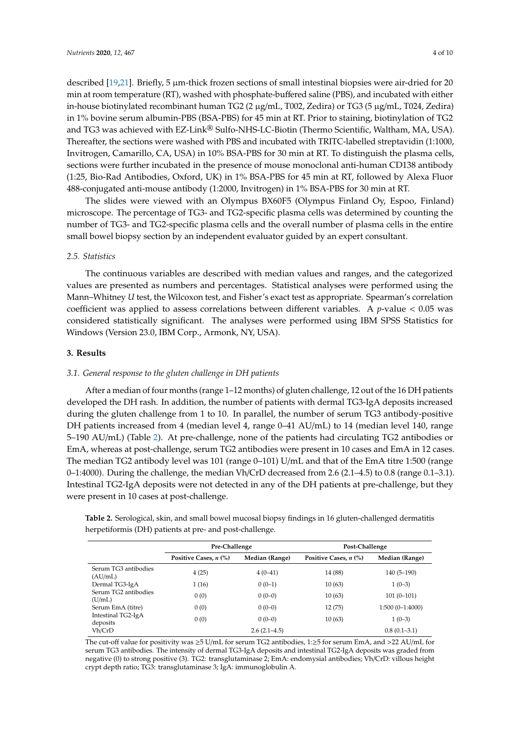described [19,21]. Briefly, 5 μm-thick frozen sections of small intestinal biopsies were air-dried for 20 min at room temperature (RT), washed with phosphate-buffered saline (PBS), and incubated with either in-house biotinylated recombinant human TG2 (2 μg/mL, T002, Zedira) or TG3 (5 μg/mL, T024, Zedira) in 1% bovine serum albumin-PBS (BSA-PBS) for 45 min at RT. Prior to staining, biotinylation of TG2 and TG3 was achieved with EZ-Link® Sulfo-NHS-LC-Biotin (Thermo Scientific, Waltham, MA, USA). Thereafter, the sections were washed with PBS and incubated with TRITC-labelled streptavidin (1:1000, Invitrogen, Camarillo, CA, USA) in 10% BSA-PBS for 30 min at RT. To distinguish the plasma cells, sections were further incubated in the presence of mouse monoclonal anti-human CD138 antibody (1:25, Bio-Rad Antibodies, Oxford, UK) in 1% BSA-PBS for 45 min at RT, followed by Alexa Fluor 488-conjugated anti-mouse antibody (1:2000, Invitrogen) in 1% BSA-PBS for 30 min at RT.

The slides were viewed with an Olympus BX60F5 (Olympus Finland Oy, Espoo, Finland) microscope. The percentage of TG3- and TG2-specific plasma cells was determined by counting the number of TG3- and TG2-specific plasma cells and the overall number of plasma cells in the entire small bowel biopsy section by an independent evaluator guided by an expert consultant.

### *2.5. Statistics*

The continuous variables are described with median values and ranges, and the categorized values are presented as numbers and percentages. Statistical analyses were performed using the Mann–Whitney *U* test, the Wilcoxon test, and Fisher's exact test as appropriate. Spearman's correlation coefficient was applied to assess correlations between different variables. A $p$-value $< 0.05$ was considered statistically significant. The analyses were performed using IBM SPSS Statistics for Windows (Version 23.0, IBM Corp., Armonk, NY, USA).

## **3. Results**

### *3.1. General response to the gluten challenge in DH patients*

After a median of four months (range 1–12 months) of gluten challenge, 12 out of the 16 DH patients developed the DH rash. In addition, the number of patients with dermal TG3-IgA deposits increased during the gluten challenge from 1 to 10. In parallel, the number of serum TG3 antibody-positive DH patients increased from 4 (median level 4, range 0–41 AU/mL) to 14 (median level 140, range 5–190 AU/mL) (Table 2). At pre-challenge, none of the patients had circulating TG2 antibodies or EmA, whereas at post-challenge, serum TG2 antibodies were present in 10 cases and EmA in 12 cases. The median TG2 antibody level was 101 (range 0–101) U/mL and that of the EmA titre 1:500 (range 0–1:4000). During the challenge, the median Vh/CrD decreased from 2.6 (2.1–4.5) to 0.8 (range 0.1–3.1). Intestinal TG2-IgA deposits were not detected in any of the DH patients at pre-challenge, but they were present in 10 cases at post-challenge.

**Table 2.** Serological, skin, and small bowel mucosal biopsy findings in 16 gluten-challenged dermatitis herpetiformis (DH) patients at pre- and post-challenge.

| | Pre-Challenge | | Post-Challenge | |
|---|---|---|---|---|
| | Positive Cases, *n* (%) | Median (Range) | Positive Cases, *n* (%) | Median (Range) |
| Serum TG3 antibodies (AU/mL) | 4 (25) | 4 (0–41) | 14 (88) | 140 (5–190) |
| Dermal TG3-IgA | 1 (16) | 0 (0–1) | 10 (63) | 1 (0–3) |
| Serum TG2 antibodies (U/mL) | 0 (0) | 0 (0–0) | 10 (63) | 101 (0–101) |
| Serum EmA (titre) | 0 (0) | 0 (0–0) | 12 (75) | 1:500 (0–1:4000) |
| Intestinal TG2-IgA deposits | 0 (0) | 0 (0–0) | 10 (63) | 1 (0–3) |
| Vh/CrD | | 2.6 (2.1–4.5) | | 0.8 (0.1–3.1) |

The cut-off value for positivity was ≥5 U/mL for serum TG2 antibodies, 1:≥5 for serum EmA, and >22 AU/mL for serum TG3 antibodies. The intensity of dermal TG3-IgA deposits and intestinal TG2-IgA deposits was graded from negative (0) to strong positive (3). TG2: transglutaminase 2; EmA: endomysial antibodies; Vh/CrD: villous height crypt depth ratio; TG3: transglutaminase 3; IgA: immunoglobulin A.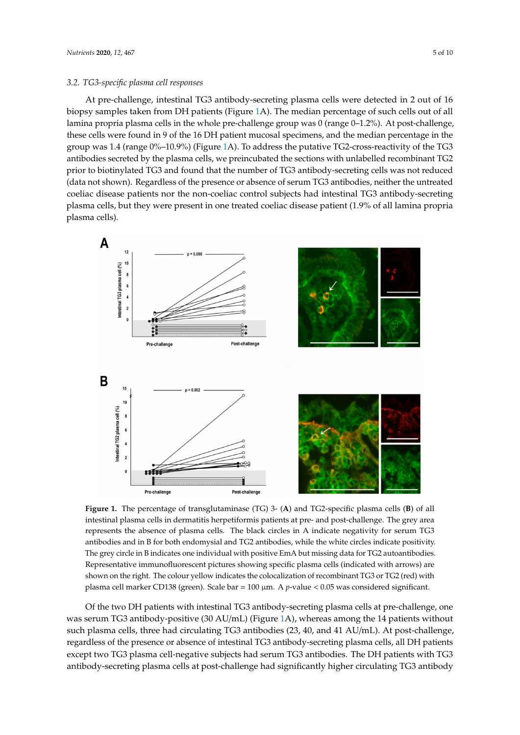### 3.2. TG3-specific plasma cell responses

At pre-challenge, intestinal TG3 antibody-secreting plasma cells were detected in 2 out of 16 biopsy samples taken from DH patients (Figure 1A). The median percentage of such cells out of all lamina propria plasma cells in the whole pre-challenge group was 0 (range 0–1.2%). At post-challenge, these cells were found in 9 of the 16 DH patient mucosal specimens, and the median percentage in the group was 1.4 (range 0%–10.9%) (Figure 1A). To address the putative TG2-cross-reactivity of the TG3 antibodies secreted by the plasma cells, we preincubated the sections with unlabelled recombinant TG2 prior to biotinylated TG3 and found that the number of TG3 antibody-secreting cells was not reduced (data not shown). Regardless of the presence or absence of serum TG3 antibodies, neither the untreated coeliac disease patients nor the non-coeliac control subjects had intestinal TG3 antibody-secreting plasma cells, but they were present in one treated coeliac disease patient (1.9% of all lamina propria plasma cells).

**Figure 1.** The percentage of transglutaminase (TG) 3- (**A**) and TG2-specific plasma cells (**B**) of all intestinal plasma cells in dermatitis herpetiformis patients at pre- and post-challenge. The grey area represents the absence of plasma cells. The black circles in A indicate negativity for serum TG3 antibodies and in B for both endomysial and TG2 antibodies, while the white circles indicate positivity. The grey circle in B indicates one individual with positive EmA but missing data for TG2 autoantibodies. Representative immunofluorescent pictures showing specific plasma cells (indicated with arrows) are shown on the right. The colour yellow indicates the colocalization of recombinant TG3 or TG2 (red) with plasma cell marker CD138 (green). Scale bar = 100 µm. A $p$-value < 0.05 was considered significant.

Of the two DH patients with intestinal TG3 antibody-secreting plasma cells at pre-challenge, one was serum TG3 antibody-positive (30 AU/mL) (Figure 1A), whereas among the 14 patients without such plasma cells, three had circulating TG3 antibodies (23, 40, and 41 AU/mL). At post-challenge, regardless of the presence or absence of intestinal TG3 antibody-secreting plasma cells, all DH patients except two TG3 plasma cell-negative subjects had serum TG3 antibodies. The DH patients with TG3 antibody-secreting plasma cells at post-challenge had significantly higher circulating TG3 antibody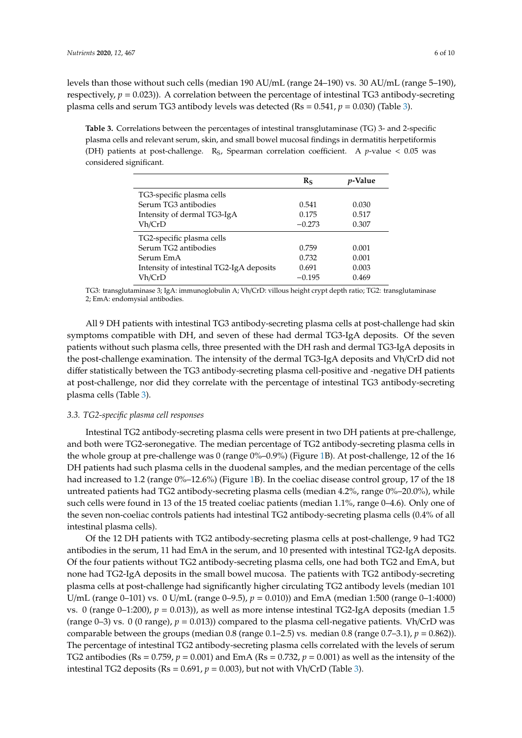levels than those without such cells (median 190 AU/mL (range 24–190) vs. 30 AU/mL (range 5–190), respectively, $p = 0.023$)). A correlation between the percentage of intestinal TG3 antibody-secreting plasma cells and serum TG3 antibody levels was detected (Rs = 0.541, $p = 0.030$) (Table 3).

**Table 3.** Correlations between the percentages of intestinal transglutaminase (TG) 3- and 2-specific plasma cells and relevant serum, skin, and small bowel mucosal findings in dermatitis herpetiformis (DH) patients at post-challenge. $R_S$, Spearman correlation coefficient. A $p$-value < 0.05 was considered significant.

| | $R_S$ | *p*-Value |
|---|---|---|
| TG3-specific plasma cells | | |
| Serum TG3 antibodies | 0.541 | 0.030 |
| Intensity of dermal TG3-IgA | 0.175 | 0.517 |
| Vh/CrD | −0.273 | 0.307 |
| TG2-specific plasma cells | | |
| Serum TG2 antibodies | 0.759 | 0.001 |
| Serum EmA | 0.732 | 0.001 |
| Intensity of intestinal TG2-IgA deposits | 0.691 | 0.003 |
| Vh/CrD | −0.195 | 0.469 |

TG3: transglutaminase 3; IgA: immunoglobulin A; Vh/CrD: villous height crypt depth ratio; TG2: transglutaminase 2; EmA: endomysial antibodies.

All 9 DH patients with intestinal TG3 antibody-secreting plasma cells at post-challenge had skin symptoms compatible with DH, and seven of these had dermal TG3-IgA deposits. Of the seven patients without such plasma cells, three presented with the DH rash and dermal TG3-IgA deposits in the post-challenge examination. The intensity of the dermal TG3-IgA deposits and Vh/CrD did not differ statistically between the TG3 antibody-secreting plasma cell-positive and -negative DH patients at post-challenge, nor did they correlate with the percentage of intestinal TG3 antibody-secreting plasma cells (Table 3).

### *3.3. TG2-specific plasma cell responses*

Intestinal TG2 antibody-secreting plasma cells were present in two DH patients at pre-challenge, and both were TG2-seronegative. The median percentage of TG2 antibody-secreting plasma cells in the whole group at pre-challenge was 0 (range 0%–0.9%) (Figure 1B). At post-challenge, 12 of the 16 DH patients had such plasma cells in the duodenal samples, and the median percentage of the cells had increased to 1.2 (range 0%–12.6%) (Figure 1B). In the coeliac disease control group, 17 of the 18 untreated patients had TG2 antibody-secreting plasma cells (median 4.2%, range 0%–20.0%), while such cells were found in 13 of the 15 treated coeliac patients (median 1.1%, range 0–4.6). Only one of the seven non-coeliac controls patients had intestinal TG2 antibody-secreting plasma cells (0.4% of all intestinal plasma cells).

Of the 12 DH patients with TG2 antibody-secreting plasma cells at post-challenge, 9 had TG2 antibodies in the serum, 11 had EmA in the serum, and 10 presented with intestinal TG2-IgA deposits. Of the four patients without TG2 antibody-secreting plasma cells, one had both TG2 and EmA, but none had TG2-IgA deposits in the small bowel mucosa. The patients with TG2 antibody-secreting plasma cells at post-challenge had significantly higher circulating TG2 antibody levels (median 101 U/mL (range 0–101) vs. 0 U/mL (range 0–9.5), $p = 0.010$)) and EmA (median 1:500 (range 0–1:4000) vs. 0 (range 0–1:200), $p = 0.013$)), as well as more intense intestinal TG2-IgA deposits (median 1.5 (range 0–3) vs. 0 (0 range), $p = 0.013$)) compared to the plasma cell-negative patients. Vh/CrD was comparable between the groups (median 0.8 (range 0.1–2.5) vs. median 0.8 (range 0.7–3.1), $p = 0.862$)). The percentage of intestinal TG2 antibody-secreting plasma cells correlated with the levels of serum TG2 antibodies (Rs = 0.759, $p = 0.001$) and EmA (Rs = 0.732, $p = 0.001$) as well as the intensity of the intestinal TG2 deposits (Rs = 0.691, $p = 0.003$), but not with Vh/CrD (Table 3).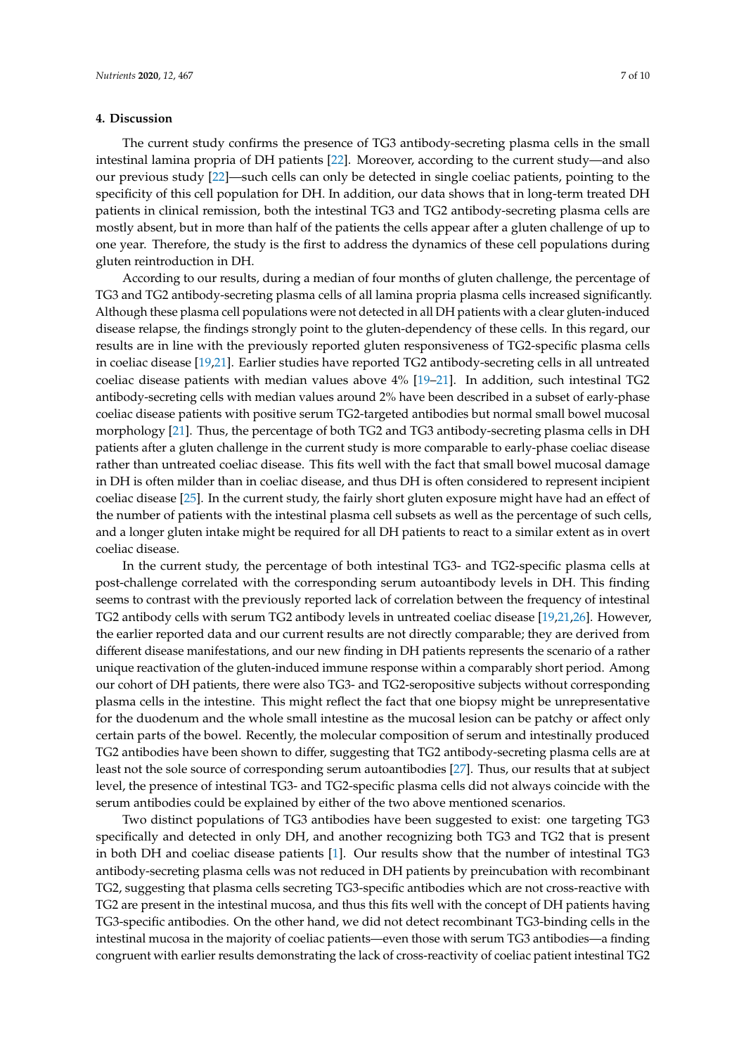## 4. Discussion

The current study confirms the presence of TG3 antibody-secreting plasma cells in the small intestinal lamina propria of DH patients [22]. Moreover, according to the current study—and also our previous study [22]—such cells can only be detected in single coeliac patients, pointing to the specificity of this cell population for DH. In addition, our data shows that in long-term treated DH patients in clinical remission, both the intestinal TG3 and TG2 antibody-secreting plasma cells are mostly absent, but in more than half of the patients the cells appear after a gluten challenge of up to one year. Therefore, the study is the first to address the dynamics of these cell populations during gluten reintroduction in DH.

According to our results, during a median of four months of gluten challenge, the percentage of TG3 and TG2 antibody-secreting plasma cells of all lamina propria plasma cells increased significantly. Although these plasma cell populations were not detected in all DH patients with a clear gluten-induced disease relapse, the findings strongly point to the gluten-dependency of these cells. In this regard, our results are in line with the previously reported gluten responsiveness of TG2-specific plasma cells in coeliac disease [19,21]. Earlier studies have reported TG2 antibody-secreting cells in all untreated coeliac disease patients with median values above 4% [19–21]. In addition, such intestinal TG2 antibody-secreting cells with median values around 2% have been described in a subset of early-phase coeliac disease patients with positive serum TG2-targeted antibodies but normal small bowel mucosal morphology [21]. Thus, the percentage of both TG2 and TG3 antibody-secreting plasma cells in DH patients after a gluten challenge in the current study is more comparable to early-phase coeliac disease rather than untreated coeliac disease. This fits well with the fact that small bowel mucosal damage in DH is often milder than in coeliac disease, and thus DH is often considered to represent incipient coeliac disease [25]. In the current study, the fairly short gluten exposure might have had an effect of the number of patients with the intestinal plasma cell subsets as well as the percentage of such cells, and a longer gluten intake might be required for all DH patients to react to a similar extent as in overt coeliac disease.

In the current study, the percentage of both intestinal TG3- and TG2-specific plasma cells at post-challenge correlated with the corresponding serum autoantibody levels in DH. This finding seems to contrast with the previously reported lack of correlation between the frequency of intestinal TG2 antibody cells with serum TG2 antibody levels in untreated coeliac disease [19,21,26]. However, the earlier reported data and our current results are not directly comparable; they are derived from different disease manifestations, and our new finding in DH patients represents the scenario of a rather unique reactivation of the gluten-induced immune response within a comparably short period. Among our cohort of DH patients, there were also TG3- and TG2-seropositive subjects without corresponding plasma cells in the intestine. This might reflect the fact that one biopsy might be unrepresentative for the duodenum and the whole small intestine as the mucosal lesion can be patchy or affect only certain parts of the bowel. Recently, the molecular composition of serum and intestinally produced TG2 antibodies have been shown to differ, suggesting that TG2 antibody-secreting plasma cells are at least not the sole source of corresponding serum autoantibodies [27]. Thus, our results that at subject level, the presence of intestinal TG3- and TG2-specific plasma cells did not always coincide with the serum antibodies could be explained by either of the two above mentioned scenarios.

Two distinct populations of TG3 antibodies have been suggested to exist: one targeting TG3 specifically and detected in only DH, and another recognizing both TG3 and TG2 that is present in both DH and coeliac disease patients [1]. Our results show that the number of intestinal TG3 antibody-secreting plasma cells was not reduced in DH patients by preincubation with recombinant TG2, suggesting that plasma cells secreting TG3-specific antibodies which are not cross-reactive with TG2 are present in the intestinal mucosa, and thus this fits well with the concept of DH patients having TG3-specific antibodies. On the other hand, we did not detect recombinant TG3-binding cells in the intestinal mucosa in the majority of coeliac patients—even those with serum TG3 antibodies—a finding congruent with earlier results demonstrating the lack of cross-reactivity of coeliac patient intestinal TG2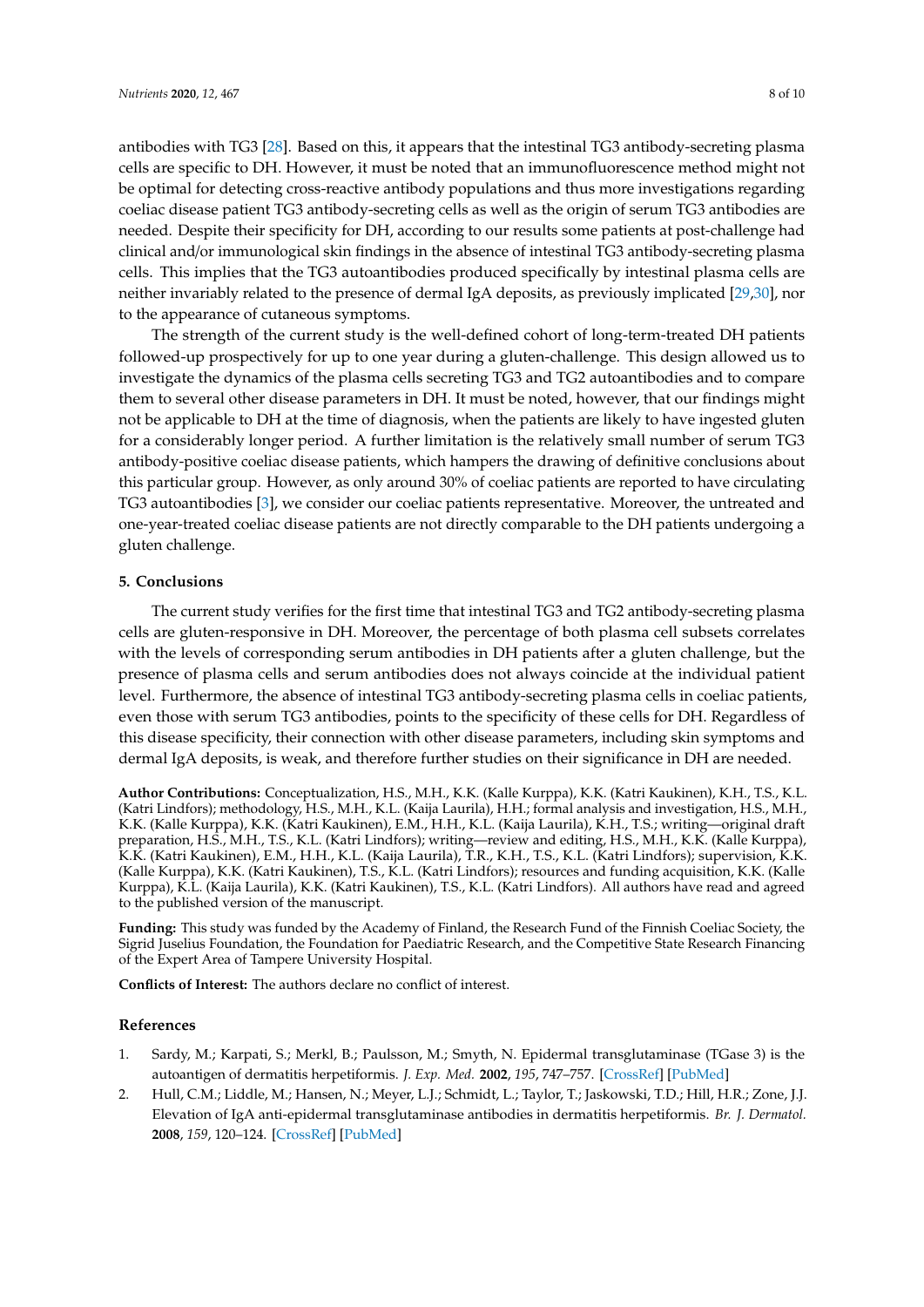antibodies with TG3 [28]. Based on this, it appears that the intestinal TG3 antibody-secreting plasma cells are specific to DH. However, it must be noted that an immunofluorescence method might not be optimal for detecting cross-reactive antibody populations and thus more investigations regarding coeliac disease patient TG3 antibody-secreting cells as well as the origin of serum TG3 antibodies are needed. Despite their specificity for DH, according to our results some patients at post-challenge had clinical and/or immunological skin findings in the absence of intestinal TG3 antibody-secreting plasma cells. This implies that the TG3 autoantibodies produced specifically by intestinal plasma cells are neither invariably related to the presence of dermal IgA deposits, as previously implicated [29,30], nor to the appearance of cutaneous symptoms.

The strength of the current study is the well-defined cohort of long-term-treated DH patients followed-up prospectively for up to one year during a gluten-challenge. This design allowed us to investigate the dynamics of the plasma cells secreting TG3 and TG2 autoantibodies and to compare them to several other disease parameters in DH. It must be noted, however, that our findings might not be applicable to DH at the time of diagnosis, when the patients are likely to have ingested gluten for a considerably longer period. A further limitation is the relatively small number of serum TG3 antibody-positive coeliac disease patients, which hampers the drawing of definitive conclusions about this particular group. However, as only around 30% of coeliac patients are reported to have circulating TG3 autoantibodies [3], we consider our coeliac patients representative. Moreover, the untreated and one-year-treated coeliac disease patients are not directly comparable to the DH patients undergoing a gluten challenge.

## 5. Conclusions

The current study verifies for the first time that intestinal TG3 and TG2 antibody-secreting plasma cells are gluten-responsive in DH. Moreover, the percentage of both plasma cell subsets correlates with the levels of corresponding serum antibodies in DH patients after a gluten challenge, but the presence of plasma cells and serum antibodies does not always coincide at the individual patient level. Furthermore, the absence of intestinal TG3 antibody-secreting plasma cells in coeliac patients, even those with serum TG3 antibodies, points to the specificity of these cells for DH. Regardless of this disease specificity, their connection with other disease parameters, including skin symptoms and dermal IgA deposits, is weak, and therefore further studies on their significance in DH are needed.

**Author Contributions:** Conceptualization, H.S., M.H., K.K. (Kalle Kurppa), K.K. (Katri Kaukinen), K.H., T.S., K.L. (Katri Lindfors); methodology, H.S., M.H., K.L. (Kaija Laurila), H.H.; formal analysis and investigation, H.S., M.H., K.K. (Kalle Kurppa), K.K. (Katri Kaukinen), E.M., H.H., K.L. (Kaija Laurila), K.H., T.S.; writing—original draft preparation, H.S., M.H., T.S., K.L. (Katri Lindfors); writing—review and editing, H.S., M.H., K.K. (Kalle Kurppa), K.K. (Katri Kaukinen), E.M., H.H., K.L. (Kaija Laurila), T.R., K.H., T.S., K.L. (Katri Lindfors); supervision, K.K. (Kalle Kurppa), K.K. (Katri Kaukinen), T.S., K.L. (Katri Lindfors); resources and funding acquisition, K.K. (Kalle Kurppa), K.L. (Kaija Laurila), K.K. (Katri Kaukinen), T.S., K.L. (Katri Lindfors). All authors have read and agreed to the published version of the manuscript.

**Funding:** This study was funded by the Academy of Finland, the Research Fund of the Finnish Coeliac Society, the Sigrid Juselius Foundation, the Foundation for Paediatric Research, and the Competitive State Research Financing of the Expert Area of Tampere University Hospital.

**Conflicts of Interest:** The authors declare no conflict of interest.

## References

1. Sardy, M.; Karpati, S.; Merkl, B.; Paulsson, M.; Smyth, N. Epidermal transglutaminase (TGase 3) is the autoantigen of dermatitis herpetiformis. *J. Exp. Med.* **2002**, *195*, 747–757. [CrossRef] [PubMed]
2. Hull, C.M.; Liddle, M.; Hansen, N.; Meyer, L.J.; Schmidt, L.; Taylor, T.; Jaskowski, T.D.; Hill, H.R.; Zone, J.J. Elevation of IgA anti-epidermal transglutaminase antibodies in dermatitis herpetiformis. *Br. J. Dermatol.* **2008**, *159*, 120–124. [CrossRef] [PubMed]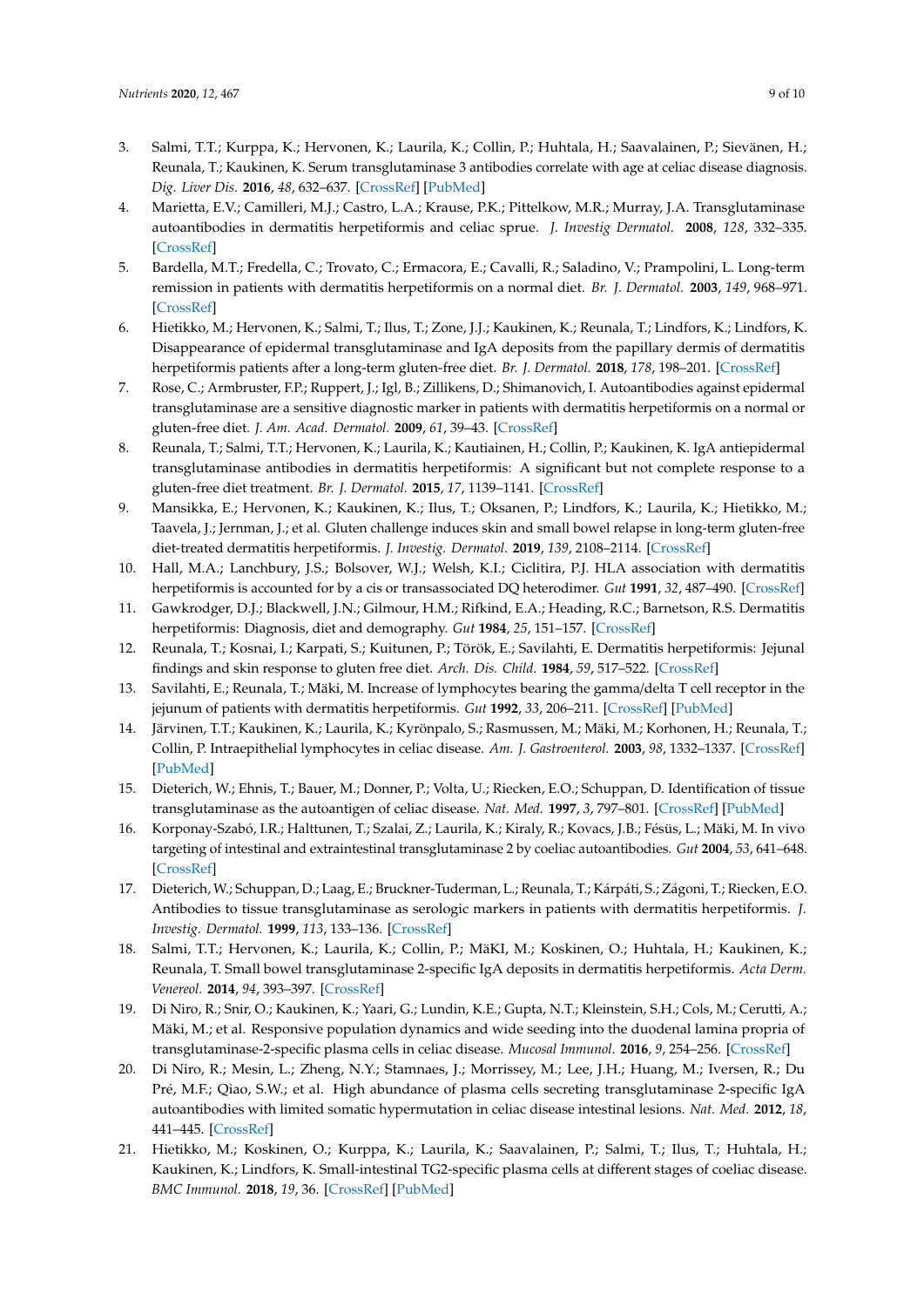3. Salmi, T.T.; Kurppa, K.; Hervonen, K.; Laurila, K.; Collin, P.; Huhtala, H.; Saavalainen, P.; Sievänen, H.; Reunala, T.; Kaukinen, K. Serum transglutaminase 3 antibodies correlate with age at celiac disease diagnosis. *Dig. Liver Dis.* **2016**, *48*, 632–637. [CrossRef] [PubMed]
4. Marietta, E.V.; Camilleri, M.J.; Castro, L.A.; Krause, P.K.; Pittelkow, M.R.; Murray, J.A. Transglutaminase autoantibodies in dermatitis herpetiformis and celiac sprue. *J. Investig Dermatol.* **2008**, *128*, 332–335. [CrossRef]
5. Bardella, M.T.; Fredella, C.; Trovato, C.; Ermacora, E.; Cavalli, R.; Saladino, V.; Prampolini, L. Long-term remission in patients with dermatitis herpetiformis on a normal diet. *Br. J. Dermatol.* **2003**, *149*, 968–971. [CrossRef]
6. Hietikko, M.; Hervonen, K.; Salmi, T.; Ilus, T.; Zone, J.J.; Kaukinen, K.; Reunala, T.; Lindfors, K.; Lindfors, K. Disappearance of epidermal transglutaminase and IgA deposits from the papillary dermis of dermatitis herpetiformis patients after a long-term gluten-free diet. *Br. J. Dermatol.* **2018**, *178*, 198–201. [CrossRef]
7. Rose, C.; Armbruster, F.P.; Ruppert, J.; Igl, B.; Zillikens, D.; Shimanovich, I. Autoantibodies against epidermal transglutaminase are a sensitive diagnostic marker in patients with dermatitis herpetiformis on a normal or gluten-free diet. *J. Am. Acad. Dermatol.* **2009**, *61*, 39–43. [CrossRef]
8. Reunala, T.; Salmi, T.T.; Hervonen, K.; Laurila, K.; Kautiainen, H.; Collin, P.; Kaukinen, K. IgA antiepidermal transglutaminase antibodies in dermatitis herpetiformis: A significant but not complete response to a gluten-free diet treatment. *Br. J. Dermatol.* **2015**, *17*, 1139–1141. [CrossRef]
9. Mansikka, E.; Hervonen, K.; Kaukinen, K.; Ilus, T.; Oksanen, P.; Lindfors, K.; Laurila, K.; Hietikko, M.; Taavela, J.; Jernman, J.; et al. Gluten challenge induces skin and small bowel relapse in long-term gluten-free diet-treated dermatitis herpetiformis. *J. Investig. Dermatol.* **2019**, *139*, 2108–2114. [CrossRef]
10. Hall, M.A.; Lanchbury, J.S.; Bolsover, W.J.; Welsh, K.I.; Ciclitira, P.J. HLA association with dermatitis herpetiformis is accounted for by a cis or transassociated DQ heterodimer. *Gut* **1991**, *32*, 487–490. [CrossRef]
11. Gawkrodger, D.J.; Blackwell, J.N.; Gilmour, H.M.; Rifkind, E.A.; Heading, R.C.; Barnetson, R.S. Dermatitis herpetiformis: Diagnosis, diet and demography. *Gut* **1984**, *25*, 151–157. [CrossRef]
12. Reunala, T.; Kosnai, I.; Karpati, S.; Kuitunen, P.; Török, E.; Savilahti, E. Dermatitis herpetiformis: Jejunal findings and skin response to gluten free diet. *Arch. Dis. Child.* **1984**, *59*, 517–522. [CrossRef]
13. Savilahti, E.; Reunala, T.; Mäki, M. Increase of lymphocytes bearing the gamma/delta T cell receptor in the jejunum of patients with dermatitis herpetiformis. *Gut* **1992**, *33*, 206–211. [CrossRef] [PubMed]
14. Järvinen, T.T.; Kaukinen, K.; Laurila, K.; Kyrönpalo, S.; Rasmussen, M.; Mäki, M.; Korhonen, H.; Reunala, T.; Collin, P. Intraepithelial lymphocytes in celiac disease. *Am. J. Gastroenterol.* **2003**, *98*, 1332–1337. [CrossRef] [PubMed]
15. Dieterich, W.; Ehnis, T.; Bauer, M.; Donner, P.; Volta, U.; Riecken, E.O.; Schuppan, D. Identification of tissue transglutaminase as the autoantigen of celiac disease. *Nat. Med.* **1997**, *3*, 797–801. [CrossRef] [PubMed]
16. Korponay-Szabó, I.R.; Halttunen, T.; Szalai, Z.; Laurila, K.; Kiraly, R.; Kovacs, J.B.; Fésüs, L.; Mäki, M. In vivo targeting of intestinal and extraintestinal transglutaminase 2 by coeliac autoantibodies. *Gut* **2004**, *53*, 641–648. [CrossRef]
17. Dieterich, W.; Schuppan, D.; Laag, E.; Bruckner-Tuderman, L.; Reunala, T.; Kárpáti, S.; Zágoni, T.; Riecken, E.O. Antibodies to tissue transglutaminase as serologic markers in patients with dermatitis herpetiformis. *J. Investig. Dermatol.* **1999**, *113*, 133–136. [CrossRef]
18. Salmi, T.T.; Hervonen, K.; Laurila, K.; Collin, P.; MäKI, M.; Koskinen, O.; Huhtala, H.; Kaukinen, K.; Reunala, T. Small bowel transglutaminase 2-specific IgA deposits in dermatitis herpetiformis. *Acta Derm. Venereol.* **2014**, *94*, 393–397. [CrossRef]
19. Di Niro, R.; Snir, O.; Kaukinen, K.; Yaari, G.; Lundin, K.E.; Gupta, N.T.; Kleinstein, S.H.; Cols, M.; Cerutti, A.; Mäki, M.; et al. Responsive population dynamics and wide seeding into the duodenal lamina propria of transglutaminase-2-specific plasma cells in celiac disease. *Mucosal Immunol.* **2016**, *9*, 254–256. [CrossRef]
20. Di Niro, R.; Mesin, L.; Zheng, N.Y.; Stamnaes, J.; Morrissey, M.; Lee, J.H.; Huang, M.; Iversen, R.; Du Pré, M.F.; Qiao, S.W.; et al. High abundance of plasma cells secreting transglutaminase 2-specific IgA autoantibodies with limited somatic hypermutation in celiac disease intestinal lesions. *Nat. Med.* **2012**, *18*, 441–445. [CrossRef]
21. Hietikko, M.; Koskinen, O.; Kurppa, K.; Laurila, K.; Saavalainen, P.; Salmi, T.; Ilus, T.; Huhtala, H.; Kaukinen, K.; Lindfors, K. Small-intestinal TG2-specific plasma cells at different stages of coeliac disease. *BMC Immunol.* **2018**, *19*, 36. [CrossRef] [PubMed]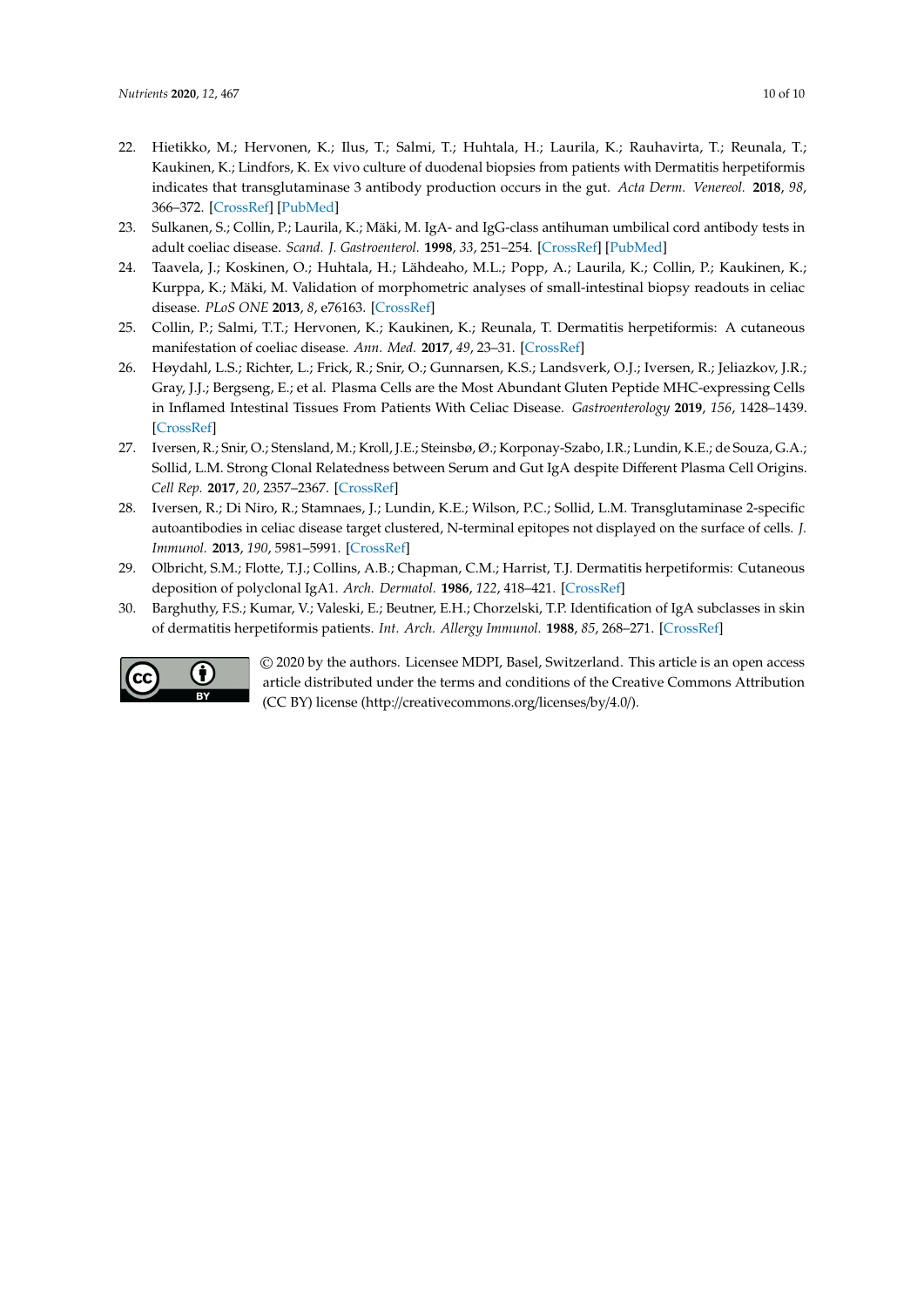22. Hietikko, M.; Hervonen, K.; Ilus, T.; Salmi, T.; Huhtala, H.; Laurila, K.; Rauhavirta, T.; Reunala, T.; Kaukinen, K.; Lindfors, K. Ex vivo culture of duodenal biopsies from patients with Dermatitis herpetiformis indicates that transglutaminase 3 antibody production occurs in the gut. *Acta Derm. Venereol.* **2018**, *98*, 366–372. [CrossRef] [PubMed]
23. Sulkanen, S.; Collin, P.; Laurila, K.; Mäki, M. IgA- and IgG-class antihuman umbilical cord antibody tests in adult coeliac disease. *Scand. J. Gastroenterol.* **1998**, *33*, 251–254. [CrossRef] [PubMed]
24. Taavela, J.; Koskinen, O.; Huhtala, H.; Lähdeaho, M.L.; Popp, A.; Laurila, K.; Collin, P.; Kaukinen, K.; Kurppa, K.; Mäki, M. Validation of morphometric analyses of small-intestinal biopsy readouts in celiac disease. *PLoS ONE* **2013**, *8*, e76163. [CrossRef]
25. Collin, P.; Salmi, T.T.; Hervonen, K.; Kaukinen, K.; Reunala, T. Dermatitis herpetiformis: A cutaneous manifestation of coeliac disease. *Ann. Med.* **2017**, *49*, 23–31. [CrossRef]
26. Høydahl, L.S.; Richter, L.; Frick, R.; Snir, O.; Gunnarsen, K.S.; Landsverk, O.J.; Iversen, R.; Jeliazkov, J.R.; Gray, J.J.; Bergseng, E.; et al. Plasma Cells are the Most Abundant Gluten Peptide MHC-expressing Cells in Inflamed Intestinal Tissues From Patients With Celiac Disease. *Gastroenterology* **2019**, *156*, 1428–1439. [CrossRef]
27. Iversen, R.; Snir, O.; Stensland, M.; Kroll, J.E.; Steinsbø, Ø.; Korponay-Szabo, I.R.; Lundin, K.E.; de Souza, G.A.; Sollid, L.M. Strong Clonal Relatedness between Serum and Gut IgA despite Different Plasma Cell Origins. *Cell Rep.* **2017**, *20*, 2357–2367. [CrossRef]
28. Iversen, R.; Di Niro, R.; Stamnaes, J.; Lundin, K.E.; Wilson, P.C.; Sollid, L.M. Transglutaminase 2-specific autoantibodies in celiac disease target clustered, N-terminal epitopes not displayed on the surface of cells. *J. Immunol.* **2013**, *190*, 5981–5991. [CrossRef]
29. Olbricht, S.M.; Flotte, T.J.; Collins, A.B.; Chapman, C.M.; Harrist, T.J. Dermatitis herpetiformis: Cutaneous deposition of polyclonal IgA1. *Arch. Dermatol.* **1986**, *122*, 418–421. [CrossRef]
30. Barghuthy, F.S.; Kumar, V.; Valeski, E.; Beutner, E.H.; Chorzelski, T.P. Identification of IgA subclasses in skin of dermatitis herpetiformis patients. *Int. Arch. Allergy Immunol.* **1988**, *85*, 268–271. [CrossRef]

© 2020 by the authors. Licensee MDPI, Basel, Switzerland. This article is an open access article distributed under the terms and conditions of the Creative Commons Attribution (CC BY) license (http://creativecommons.org/licenses/by/4.0/).